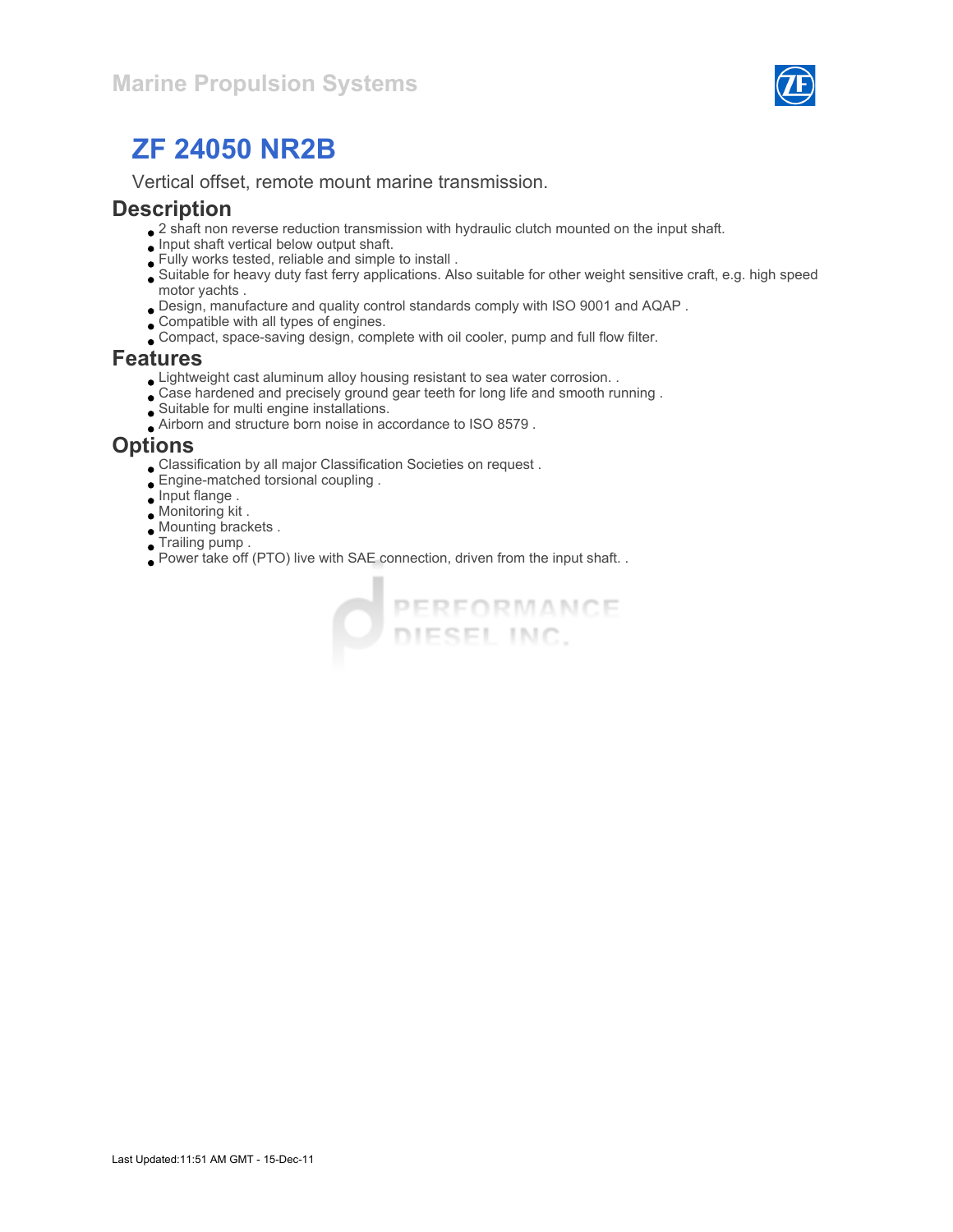Marine Propulsion Systems

# ZF 24050 NR2B

Vertical offset, remote mount marine transmission.

## Description

- 2 shaft non reverse reduction transmission with hydraulic clutch mounted on the input shaft.
- Input shaft vertical below output shaft.
- Fully works tested, reliable and simple to install .
- Suitable for heavy duty fast ferry applications. Also suitable for other weight sensitive craft, e.g. high speed motor yachts .
- Design, manufacture and quality control standards comply with ISO 9001 and AQAP .
- Compatible with all types of engines.
- Compact, space-saving design, complete with oil cooler, pump and full flow filter.

## Features

- Lightweight cast aluminum alloy housing resistant to sea water corrosion. .
- Case hardened and precisely ground gear teeth for long life and smooth running .
- Suitable for multi engine installations.
- Airborn and structure born noise in accordance to ISO 8579 .

## Options

- Classification by all major Classification Societies on request .
- Engine-matched torsional coupling .
- Input flange .
- Monitoring kit .
- Mounting brackets .
- Trailing pump .
- Power take off (PTO) live with SAE connection, driven from the input shaft. .

Last Updated:11:51 AM GMT - 15-Dec-11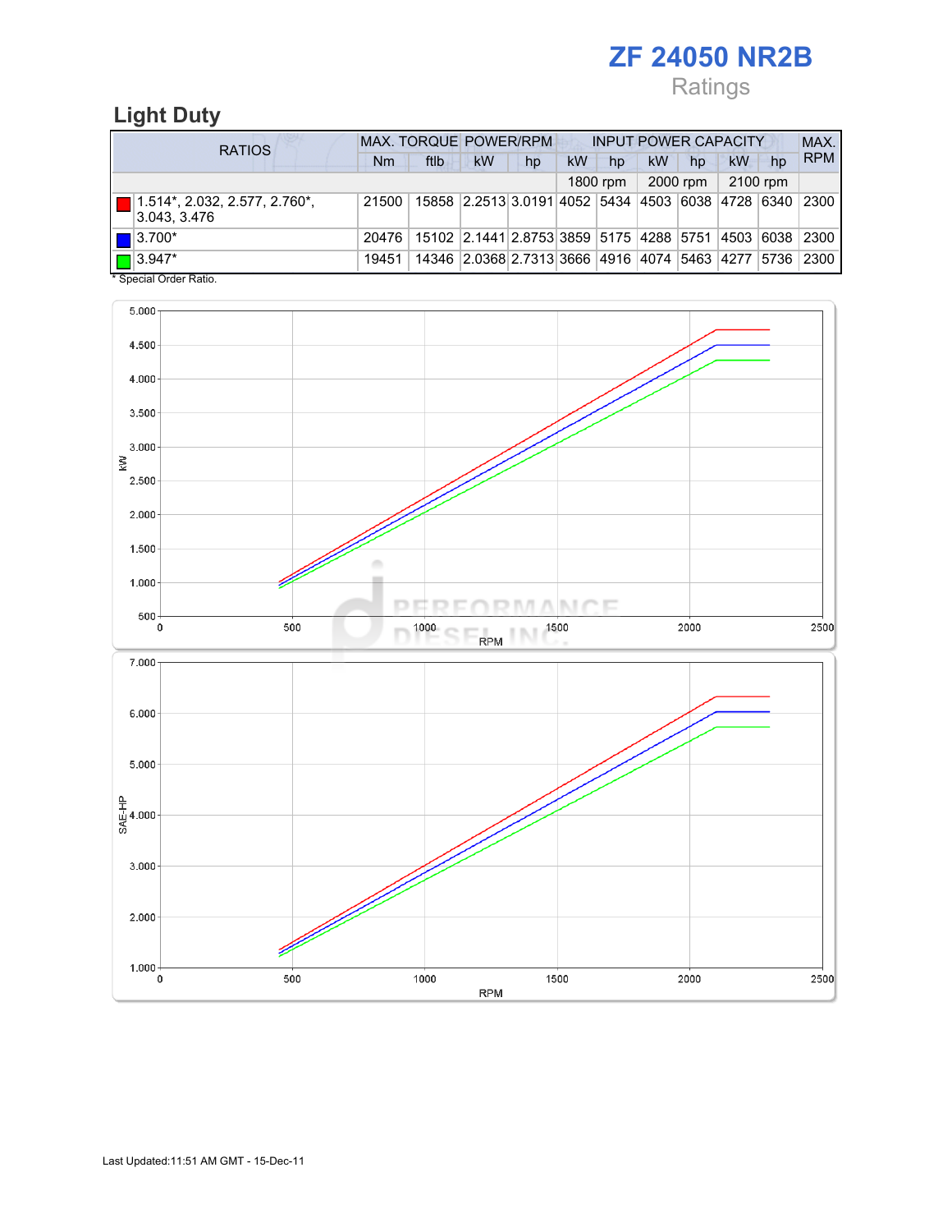# ZF 24050 NR2B

Ratings

## Light Duty

| RATIOS | MAX. TORQUE | | POWER/RPM | | INPUT POWER CAPACITY | | | | | | MAX. RPM |
|---|---|---|---|---|---|---|---|---|---|---|---|
| | Nm | ftlb | kW | hp | kW | hp | kW | hp | kW | hp | |
| | | | | | 1800 rpm | | 2000 rpm | | 2100 rpm | | |
| 1.514*, 2.032, 2.577, 2.760*, 3.043, 3.476 | 21500 | 15858 | 2.2513 | 3.0191 | 4052 | 5434 | 4503 | 6038 | 4728 | 6340 | 2300 |
| 3.700* | 20476 | 15102 | 2.1441 | 2.8753 | 3859 | 5175 | 4288 | 5751 | 4503 | 6038 | 2300 |
| 3.947* | 19451 | 14346 | 2.0368 | 2.7313 | 3666 | 4916 | 4074 | 5463 | 4277 | 5736 | 2300 |

\* Special Order Ratio.

Last Updated:11:51 AM GMT - 15-Dec-11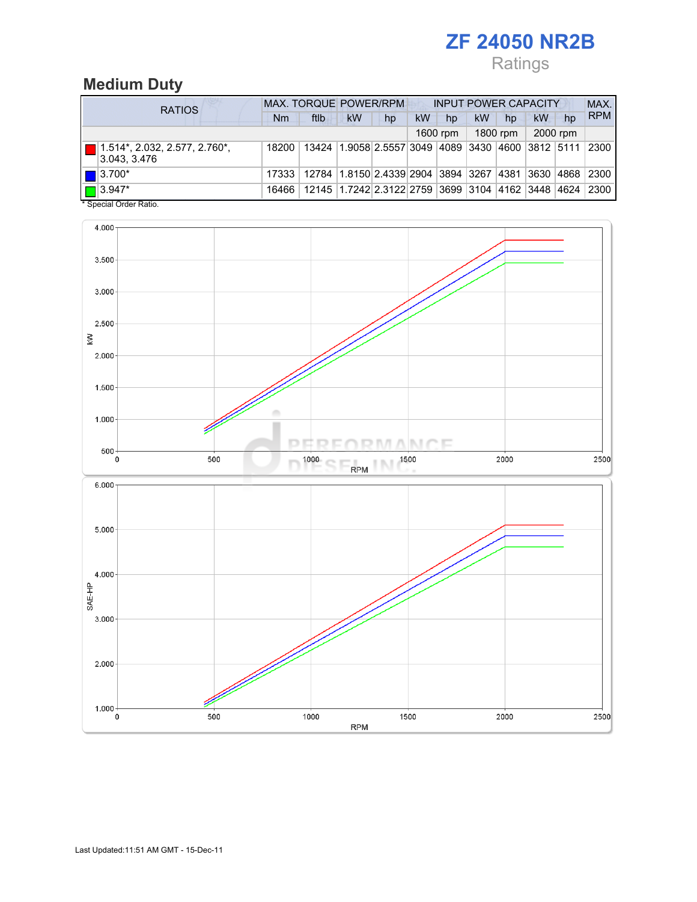# ZF 24050 NR2B

Ratings

## Medium Duty

| RATIOS | MAX. TORQUE | | POWER/RPM | | INPUT POWER CAPACITY | | | | | | MAX. RPM |
|---|---|---|---|---|---|---|---|---|---|---|---|
| | Nm | ftlb | kW | hp | kW | hp | kW | hp | kW | hp | |
| | | | | | 1600 rpm | | 1800 rpm | | 2000 rpm | | |
| 1.514*, 2.032, 2.577, 2.760*, 3.043, 3.476 | 18200 | 13424 | 1.9058 | 2.5557 | 3049 | 4089 | 3430 | 4600 | 3812 | 5111 | 2300 |
| 3.700* | 17333 | 12784 | 1.8150 | 2.4339 | 2904 | 3894 | 3267 | 4381 | 3630 | 4868 | 2300 |
| 3.947* | 16466 | 12145 | 1.7242 | 2.3122 | 2759 | 3699 | 3104 | 4162 | 3448 | 4624 | 2300 |

* Special Order Ratio.

Last Updated:11:51 AM GMT - 15-Dec-11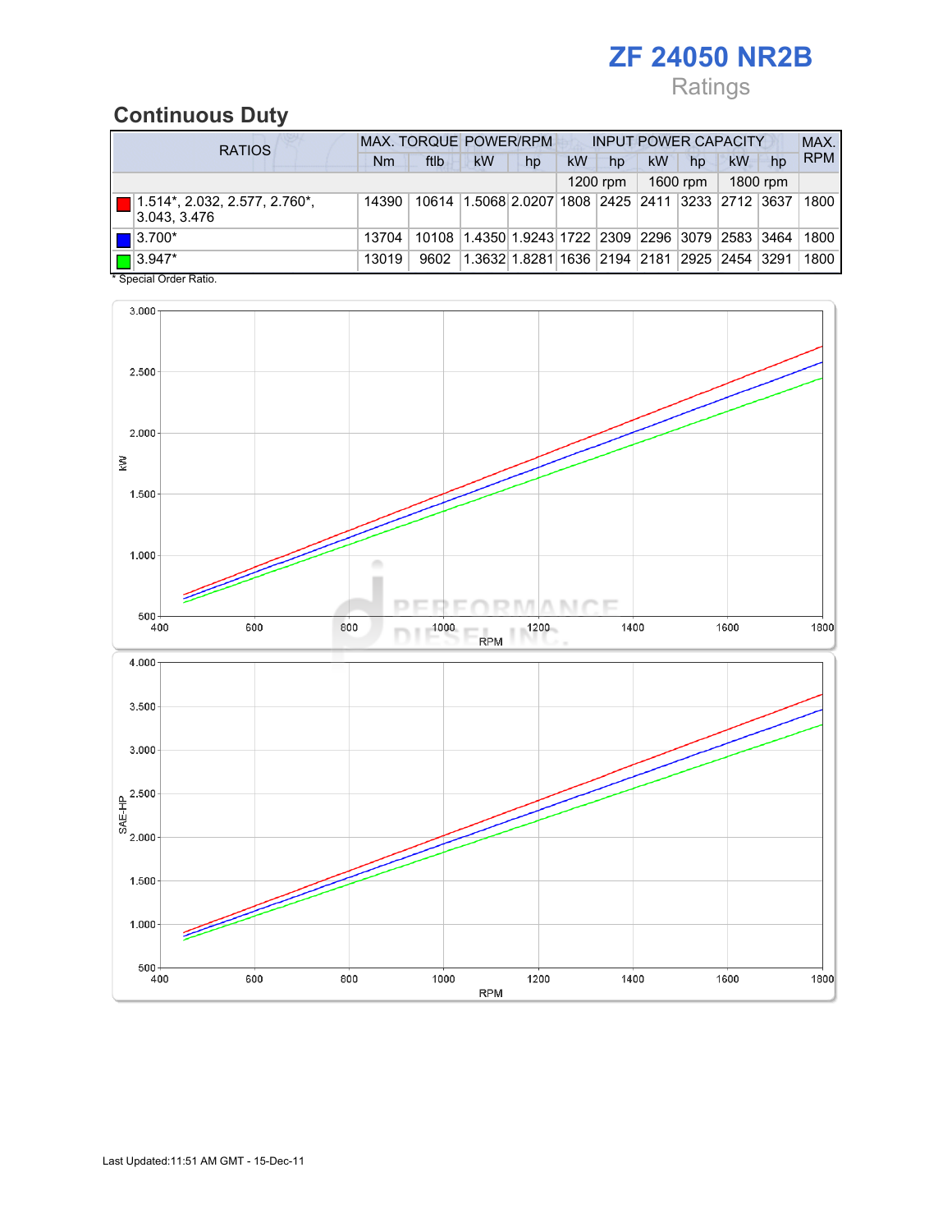# ZF 24050 NR2B

Ratings

## Continuous Duty

| RATIOS | MAX. TORQUE | | POWER/RPM | | INPUT POWER CAPACITY | | | | | | MAX. RPM |
|---|---|---|---|---|---|---|---|---|---|---|---|
| | Nm | ftlb | kW | hp | kW | hp | kW | hp | kW | hp | |
| | | | | | 1200 rpm | | 1600 rpm | | 1800 rpm | | |
| 1.514*, 2.032, 2.577, 2.760*, 3.043, 3.476 | 14390 | 10614 | 1.5068 | 2.0207 | 1808 | 2425 | 2411 | 3233 | 2712 | 3637 | 1800 |
| 3.700* | 13704 | 10108 | 1.4350 | 1.9243 | 1722 | 2309 | 2296 | 3079 | 2583 | 3464 | 1800 |
| 3.947* | 13019 | 9602 | 1.3632 | 1.8281 | 1636 | 2194 | 2181 | 2925 | 2454 | 3291 | 1800 |

\* Special Order Ratio.

Last Updated:11:51 AM GMT - 15-Dec-11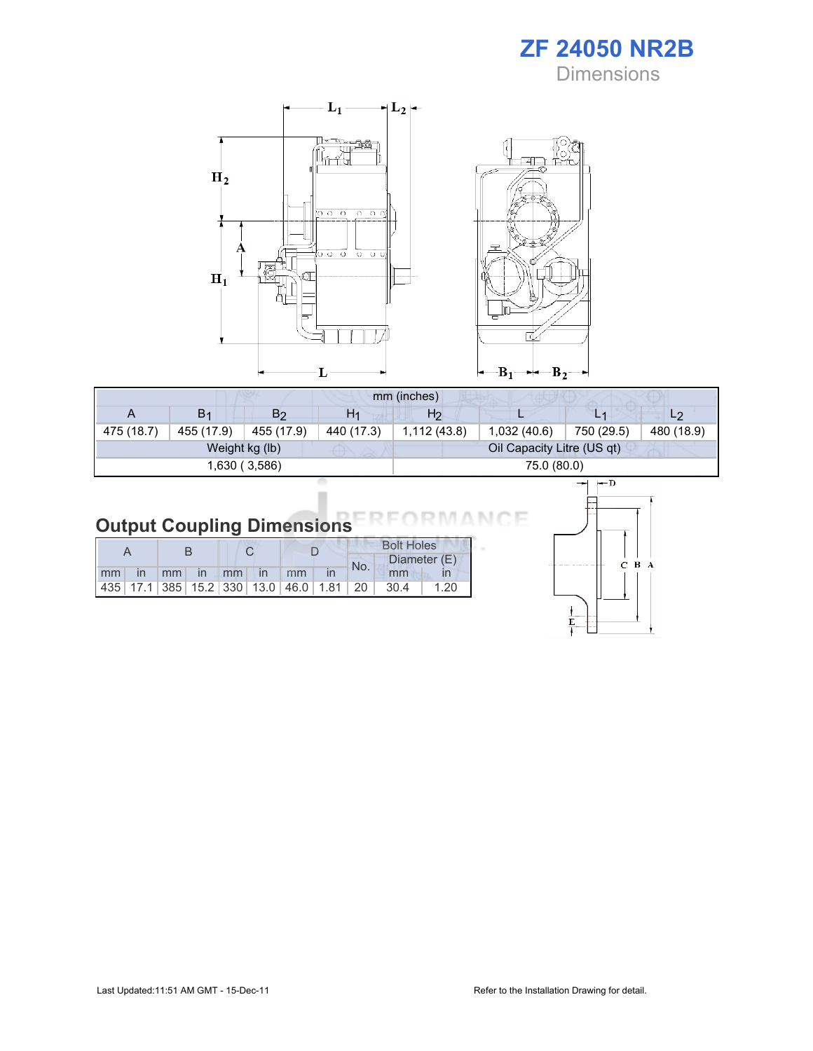# ZF 24050 NR2B

## Dimensions

| mm (inches) | | | | | | | |
|---|---|---|---|---|---|---|---|
| A | $B_1$ | $B_2$ | $H_1$ | $H_2$ | L | $L_1$ | $L_2$ |
| 475 (18.7) | 455 (17.9) | 455 (17.9) | 440 (17.3) | 1,112 (43.8) | 1,032 (40.6) | 750 (29.5) | 480 (18.9) |

| Weight kg (lb) | Oil Capacity Litre (US qt) |
|---|---|
| 1,630 ( 3,586) | 75.0 (80.0) |

## Output Coupling Dimensions

| A | | B | | C | | D | | Bolt Holes | | |
|---|---|---|---|---|---|---|---|---|---|---|
| | | | | | | | | No. | Diameter (E) | |
| mm | in | mm | in | mm | in | mm | in | | mm | in |
| 435 | 17.1 | 385 | 15.2 | 330 | 13.0 | 46.0 | 1.81 | 20 | 30.4 | 1.20 |

Last Updated:11:51 AM GMT - 15-Dec-11

Refer to the Installation Drawing for detail.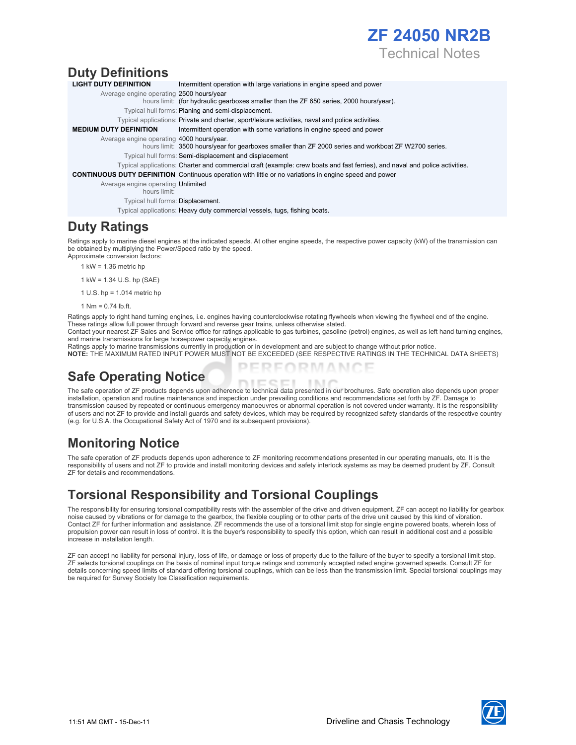# ZF 24050 NR2B

Technical Notes

## Duty Definitions

| | |
|---|---|
| **LIGHT DUTY DEFINITION** | Intermittent operation with large variations in engine speed and power |
| Average engine operating hours limit: | 2500 hours/year (for hydraulic gearboxes smaller than the ZF 650 series, 2000 hours/year). |
| Typical hull forms: | Planing and semi-displacement. |
| Typical applications: | Private and charter, sport/leisure activities, naval and police activities. |
| **MEDIUM DUTY DEFINITION** | Intermittent operation with some variations in engine speed and power |
| Average engine operating hours limit: | 4000 hours/year. 3500 hours/year for gearboxes smaller than ZF 2000 series and workboat ZF W2700 series. |
| Typical hull forms: | Semi-displacement and displacement |
| Typical applications: | Charter and commercial craft (example: crew boats and fast ferries), and naval and police activities. |
| **CONTINUOUS DUTY DEFINITION** | Continuous operation with little or no variations in engine speed and power |
| Average engine operating hours limit: | Unlimited |
| Typical hull forms: | Displacement. |
| Typical applications: | Heavy duty commercial vessels, tugs, fishing boats. |

## Duty Ratings

Ratings apply to marine diesel engines at the indicated speeds. At other engine speeds, the respective power capacity (kW) of the transmission can be obtained by multiplying the Power/Speed ratio by the speed.
Approximate conversion factors:

1 kW = 1.36 metric hp

1 kW = 1.34 U.S. hp (SAE)

1 U.S. hp = 1.014 metric hp

1 Nm = 0.74 lb.ft.

Ratings apply to right hand turning engines, i.e. engines having counterclockwise rotating flywheels when viewing the flywheel end of the engine.
These ratings allow full power through forward and reverse gear trains, unless otherwise stated.
Contact your nearest ZF Sales and Service office for ratings applicable to gas turbines, gasoline (petrol) engines, as well as left hand turning engines, and marine transmissions for large horsepower capacity engines.
Ratings apply to marine transmissions currently in production or in development and are subject to change without prior notice.
**NOTE:** THE MAXIMUM RATED INPUT POWER MUST NOT BE EXCEEDED (SEE RESPECTIVE RATINGS IN THE TECHNICAL DATA SHEETS)

## Safe Operating Notice

The safe operation of ZF products depends upon adherence to technical data presented in our brochures. Safe operation also depends upon proper installation, operation and routine maintenance and inspection under prevailing conditions and recommendations set forth by ZF. Damage to transmission caused by repeated or continuous emergency manoeuvres or abnormal operation is not covered under warranty. It is the responsibility of users and not ZF to provide and install guards and safety devices, which may be required by recognized safety standards of the respective country (e.g. for U.S.A. the Occupational Safety Act of 1970 and its subsequent provisions).

## Monitoring Notice

The safe operation of ZF products depends upon adherence to ZF monitoring recommendations presented in our operating manuals, etc. It is the responsibility of users and not ZF to provide and install monitoring devices and safety interlock systems as may be deemed prudent by ZF. Consult ZF for details and recommendations.

## Torsional Responsibility and Torsional Couplings

The responsibility for ensuring torsional compatibility rests with the assembler of the drive and driven equipment. ZF can accept no liability for gearbox noise caused by vibrations or for damage to the gearbox, the flexible coupling or to other parts of the drive unit caused by this kind of vibration. Contact ZF for further information and assistance. ZF recommends the use of a torsional limit stop for single engine powered boats, wherein loss of propulsion power can result in loss of control. It is the buyer's responsibility to specify this option, which can result in additional cost and a possible increase in installation length.

ZF can accept no liability for personal injury, loss of life, or damage or loss of property due to the failure of the buyer to specify a torsional limit stop. ZF selects torsional couplings on the basis of nominal input torque ratings and commonly accepted rated engine governed speeds. Consult ZF for details concerning speed limits of standard offering torsional couplings, which can be less than the transmission limit. Special torsional couplings may be required for Survey Society Ice Classification requirements.